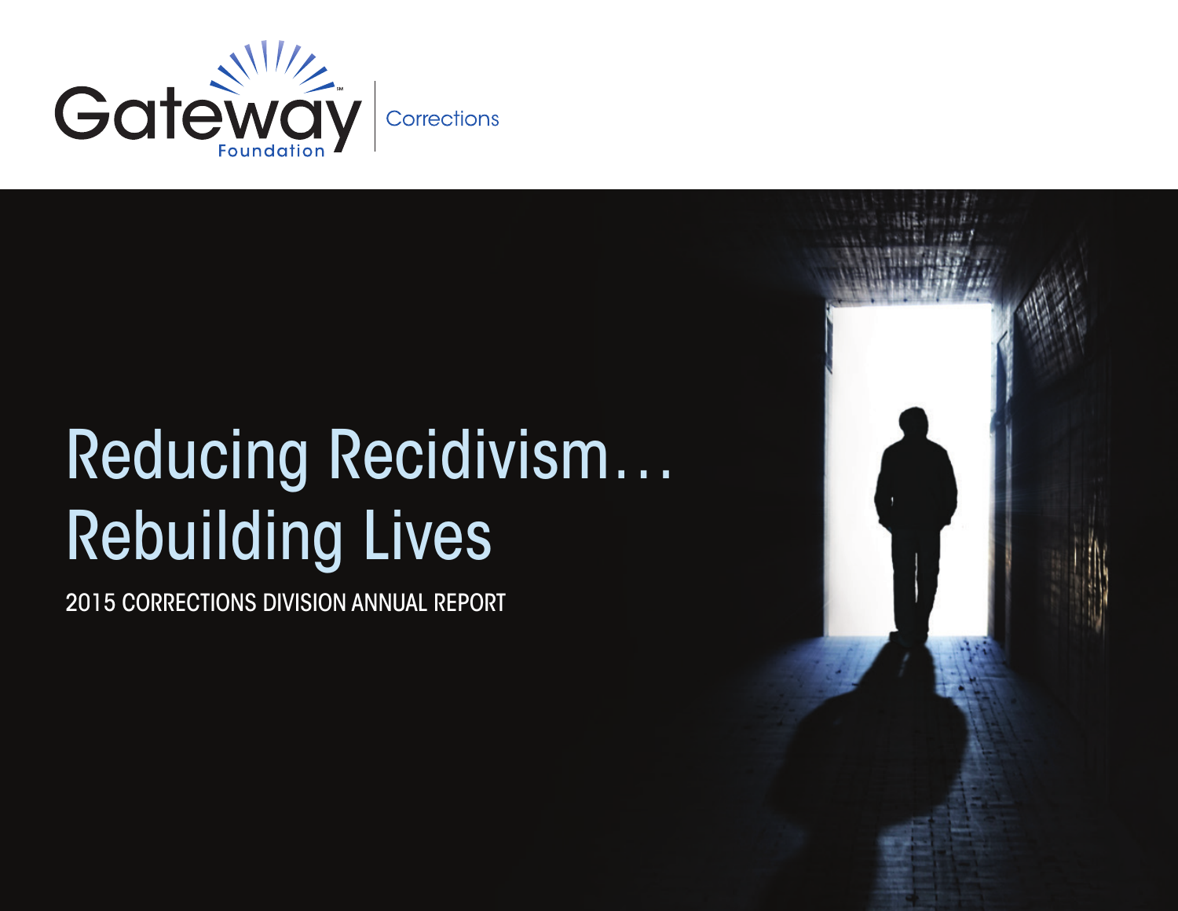Gateway Foundation | Corrections

# Reducing Recidivism… Rebuilding Lives

2015 CORRECTIONS DIVISION ANNUAL REPORT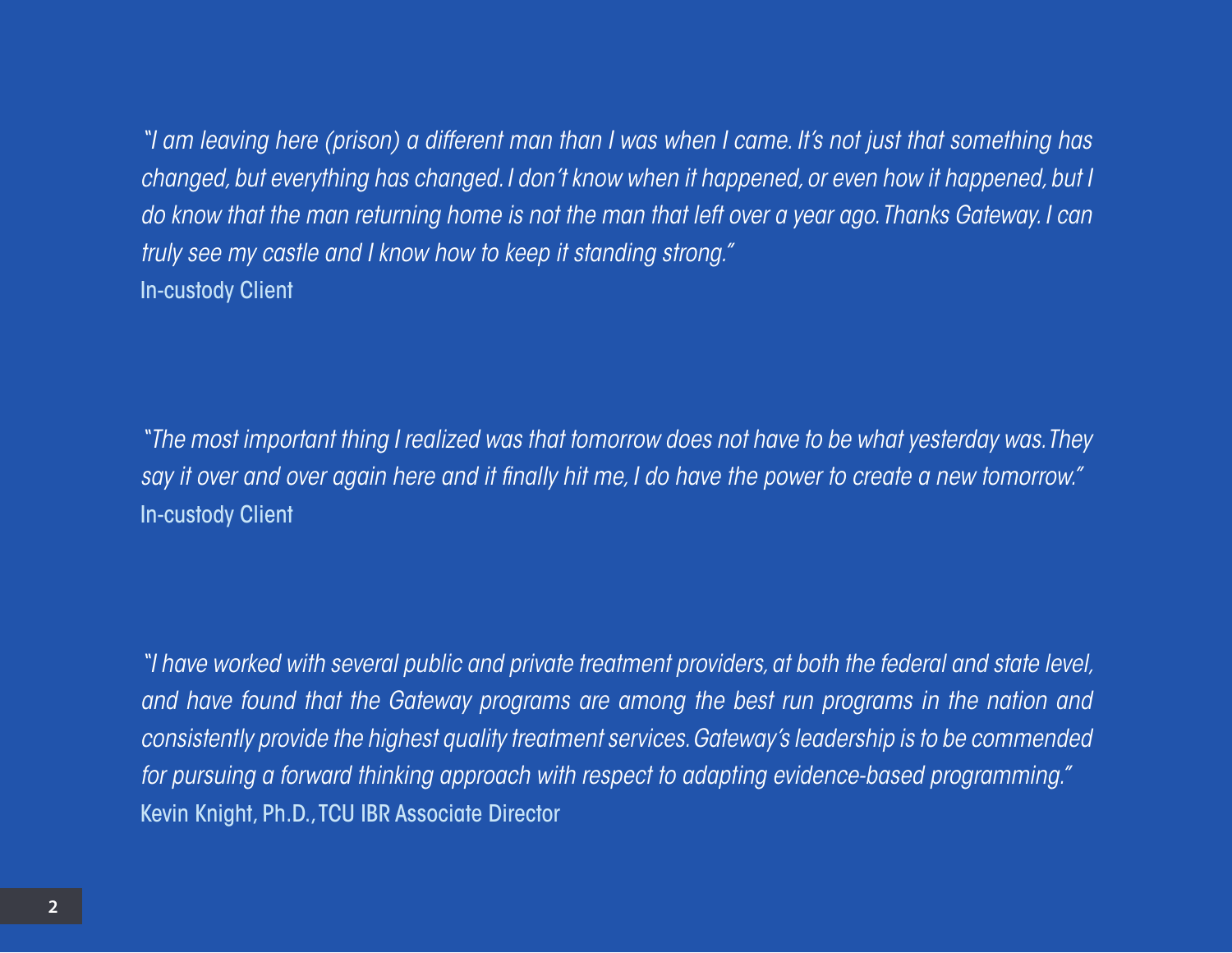*"I am leaving here (prison) a different man than I was when I came. It's not just that something has changed, but everything has changed. I don't know when it happened, or even how it happened, but I do know that the man returning home is not the man that left over a year ago. Thanks Gateway. I can truly see my castle and I know how to keep it standing strong."*
In-custody Client

*"The most important thing I realized was that tomorrow does not have to be what yesterday was. They say it over and over again here and it finally hit me, I do have the power to create a new tomorrow."*
In-custody Client

*"I have worked with several public and private treatment providers, at both the federal and state level, and have found that the Gateway programs are among the best run programs in the nation and consistently provide the highest quality treatment services. Gateway's leadership is to be commended for pursuing a forward thinking approach with respect to adapting evidence-based programming."*
Kevin Knight, Ph.D., TCU IBR Associate Director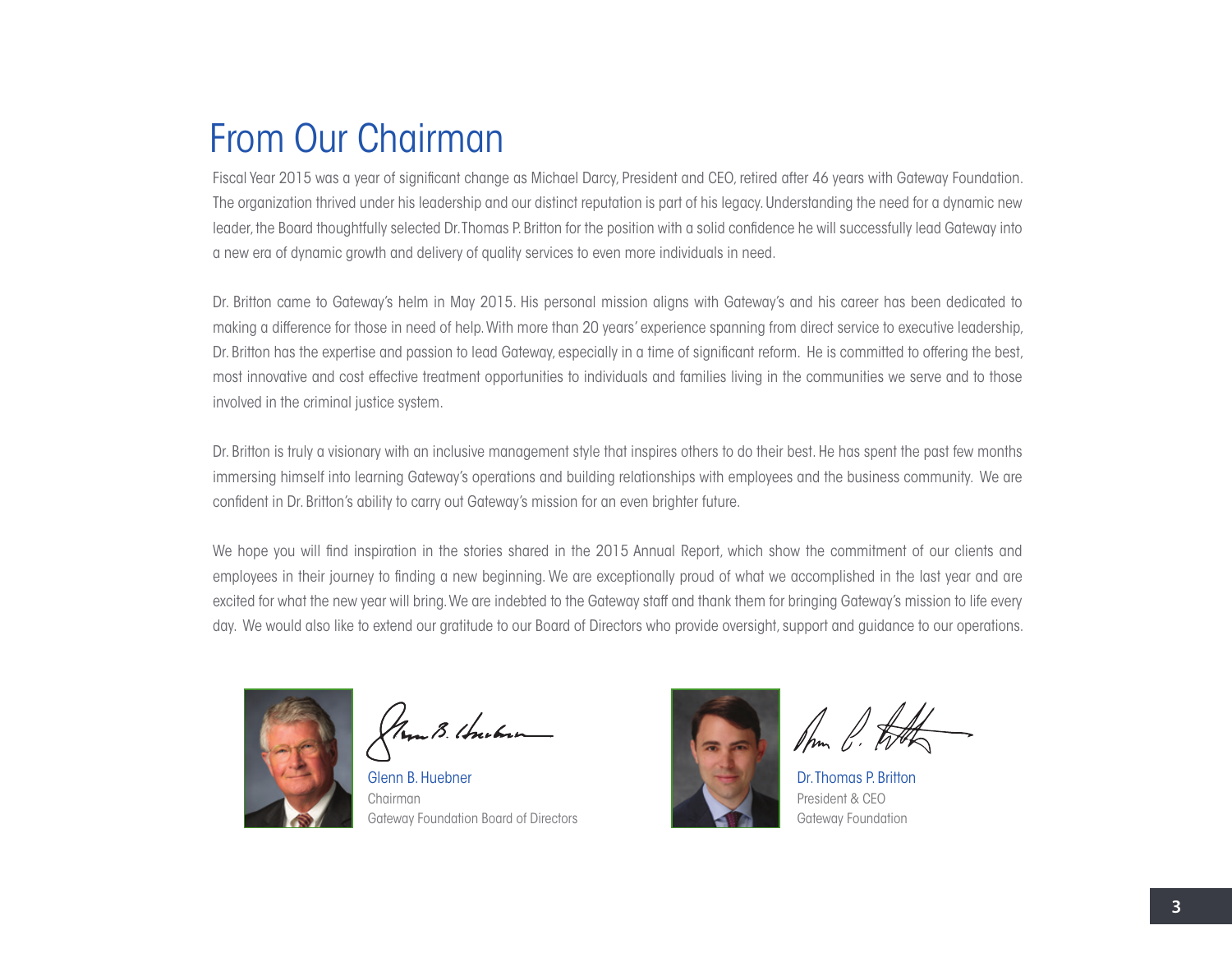# From Our Chairman

Fiscal Year 2015 was a year of significant change as Michael Darcy, President and CEO, retired after 46 years with Gateway Foundation. The organization thrived under his leadership and our distinct reputation is part of his legacy. Understanding the need for a dynamic new leader, the Board thoughtfully selected Dr. Thomas P. Britton for the position with a solid confidence he will successfully lead Gateway into a new era of dynamic growth and delivery of quality services to even more individuals in need.

Dr. Britton came to Gateway's helm in May 2015. His personal mission aligns with Gateway's and his career has been dedicated to making a difference for those in need of help. With more than 20 years' experience spanning from direct service to executive leadership, Dr. Britton has the expertise and passion to lead Gateway, especially in a time of significant reform. He is committed to offering the best, most innovative and cost effective treatment opportunities to individuals and families living in the communities we serve and to those involved in the criminal justice system.

Dr. Britton is truly a visionary with an inclusive management style that inspires others to do their best. He has spent the past few months immersing himself into learning Gateway's operations and building relationships with employees and the business community. We are confident in Dr. Britton's ability to carry out Gateway's mission for an even brighter future.

We hope you will find inspiration in the stories shared in the 2015 Annual Report, which show the commitment of our clients and employees in their journey to finding a new beginning. We are exceptionally proud of what we accomplished in the last year and are excited for what the new year will bring. We are indebted to the Gateway staff and thank them for bringing Gateway's mission to life every day. We would also like to extend our gratitude to our Board of Directors who provide oversight, support and guidance to our operations.

Glenn B. Huebner
Chairman
Gateway Foundation Board of Directors

Dr. Thomas P. Britton
President & CEO
Gateway Foundation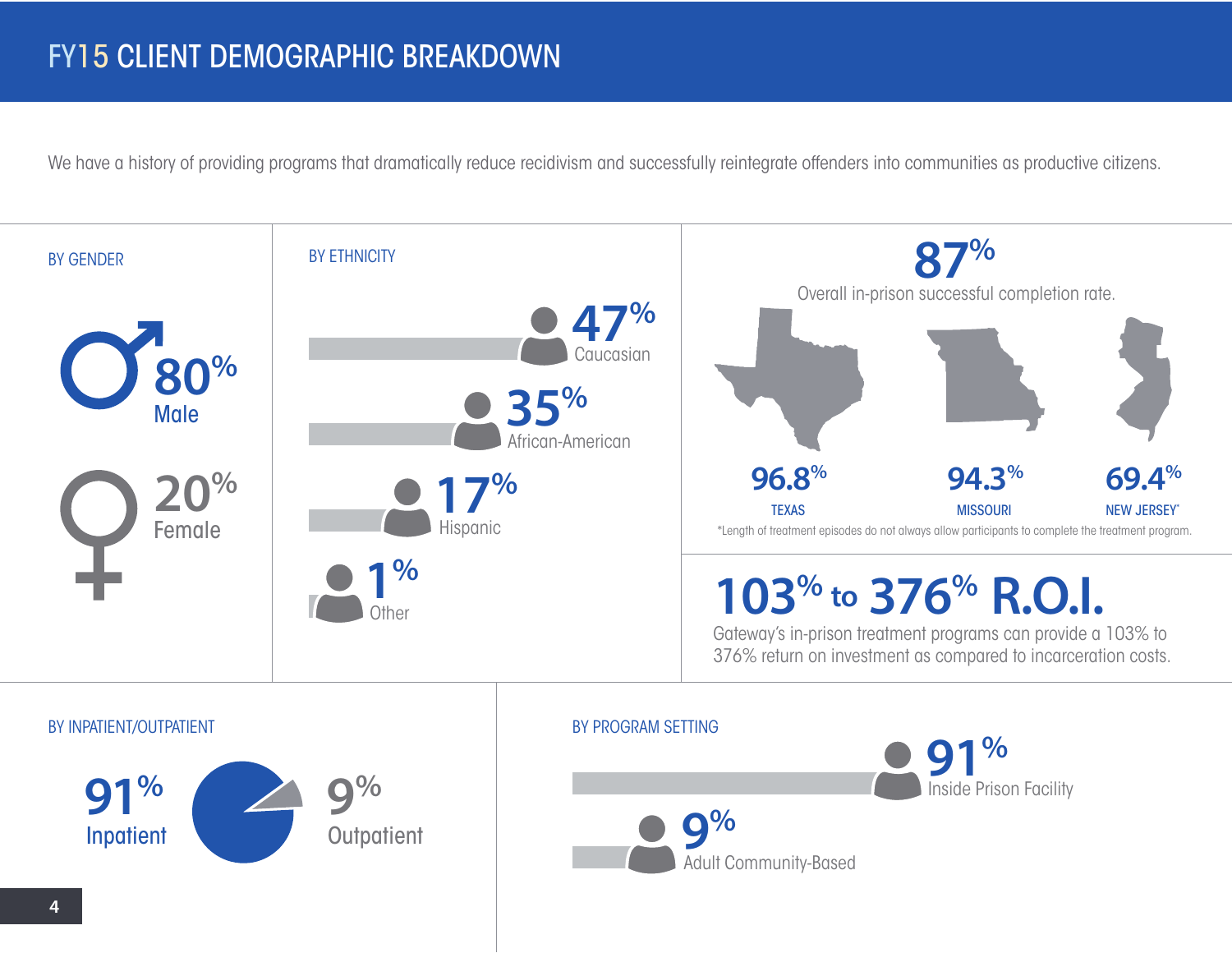# FY15 CLIENT DEMOGRAPHIC BREAKDOWN

We have a history of providing programs that dramatically reduce recidivism and successfully reintegrate offenders into communities as productive citizens.

## BY GENDER

**80%** Male

**20%** Female

## BY ETHNICITY

**47%** Caucasian

**35%** African-American

**17%** Hispanic

**1%** Other

## 87%

Overall in-prison successful completion rate.

| 96.8% | 94.3% | 69.4% |
|---|---|---|
| TEXAS | MISSOURI | NEW JERSEY* |

*Length of treatment episodes do not always allow participants to complete the treatment program.

## 103% to 376% R.O.I.

Gateway's in-prison treatment programs can provide a 103% to 376% return on investment as compared to incarceration costs.

## BY INPATIENT/OUTPATIENT

**91%** Inpatient

**9%** Outpatient

## BY PROGRAM SETTING

**91%** Inside Prison Facility

**9%** Adult Community-Based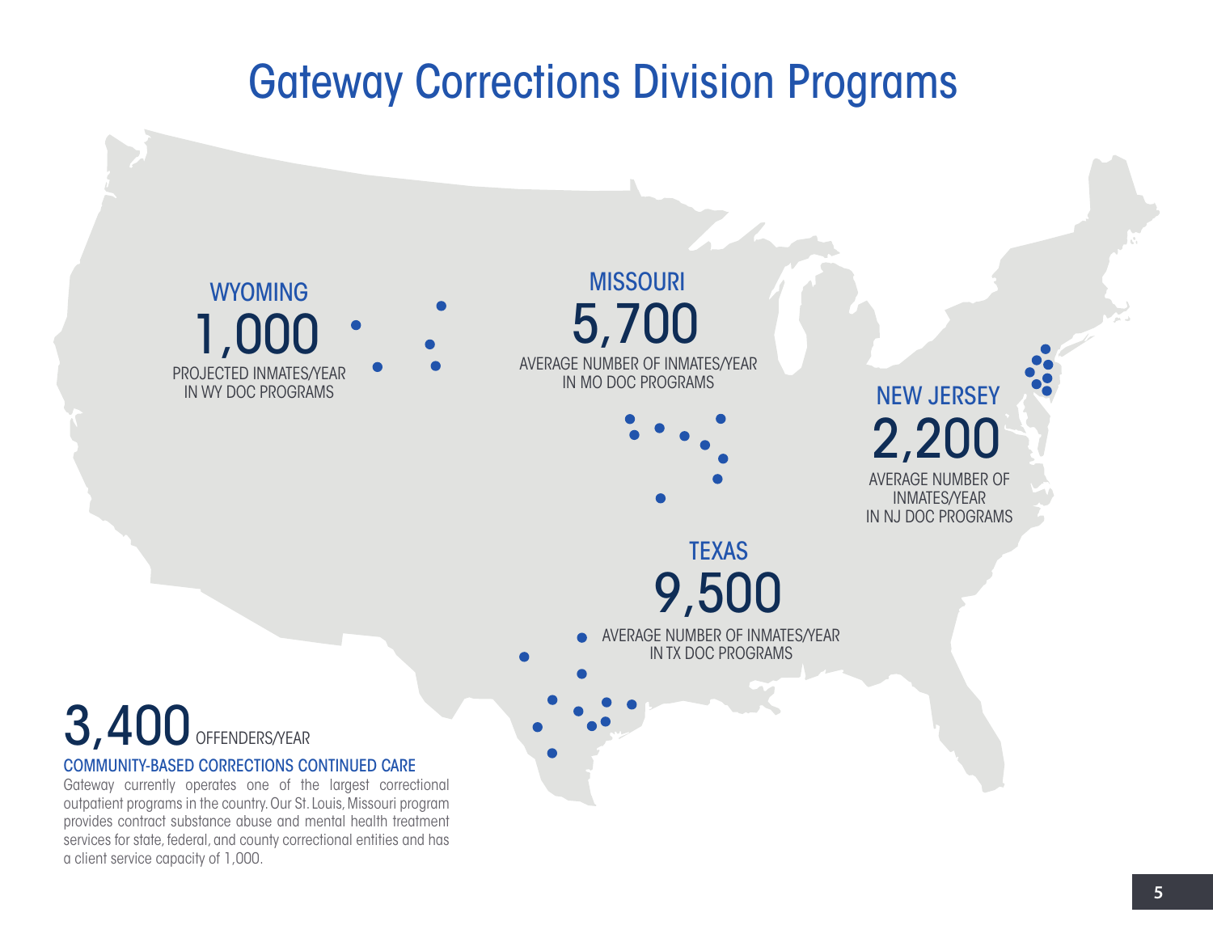# Gateway Corrections Division Programs

## WYOMING

**1,000**

PROJECTED INMATES/YEAR IN WY DOC PROGRAMS

## MISSOURI

**5,700**

AVERAGE NUMBER OF INMATES/YEAR IN MO DOC PROGRAMS

## NEW JERSEY

**2,200**

AVERAGE NUMBER OF INMATES/YEAR IN NJ DOC PROGRAMS

## TEXAS

**9,500**

AVERAGE NUMBER OF INMATES/YEAR IN TX DOC PROGRAMS

**3,400** OFFENDERS/YEAR

### COMMUNITY-BASED CORRECTIONS CONTINUED CARE

Gateway currently operates one of the largest correctional outpatient programs in the country. Our St. Louis, Missouri program provides contract substance abuse and mental health treatment services for state, federal, and county correctional entities and has a client service capacity of 1,000.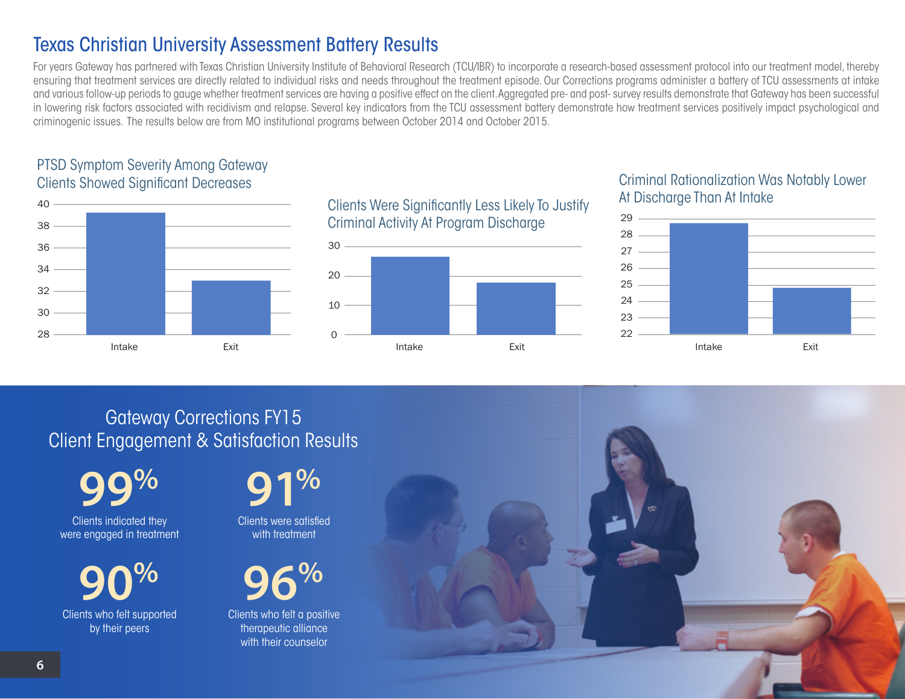# Texas Christian University Assessment Battery Results

For years Gateway has partnered with Texas Christian University Institute of Behavioral Research (TCU/IBR) to incorporate a research-based assessment protocol into our treatment model, thereby ensuring that treatment services are directly related to individual risks and needs throughout the treatment episode. Our Corrections programs administer a battery of TCU assessments at intake and various follow-up periods to gauge whether treatment services are having a positive effect on the client. Aggregated pre- and post- survey results demonstrate that Gateway has been successful in lowering risk factors associated with recidivism and relapse. Several key indicators from the TCU assessment battery demonstrate how treatment services positively impact psychological and criminogenic issues. The results below are from MO institutional programs between October 2014 and October 2015.

### PTSD Symptom Severity Among Gateway Clients Showed Significant Decreases

| | Intake | Exit |
|---|---|---|
| PTSD Symptom Severity | ~39.2 | ~33 |

### Clients Were Significantly Less Likely To Justify Criminal Activity At Program Discharge

| | Intake | Exit |
|---|---|---|
| Criminal Activity Justification | ~26 | ~17.5 |

### Criminal Rationalization Was Notably Lower At Discharge Than At Intake

| | Intake | Exit |
|---|---|---|
| Criminal Rationalization | ~28.7 | ~24.8 |

## Gateway Corrections FY15 Client Engagement & Satisfaction Results

**99%**
Clients indicated they were engaged in treatment

**91%**
Clients were satisfied with treatment

**90%**
Clients who felt supported by their peers

**96%**
Clients who felt a positive therapeutic alliance with their counselor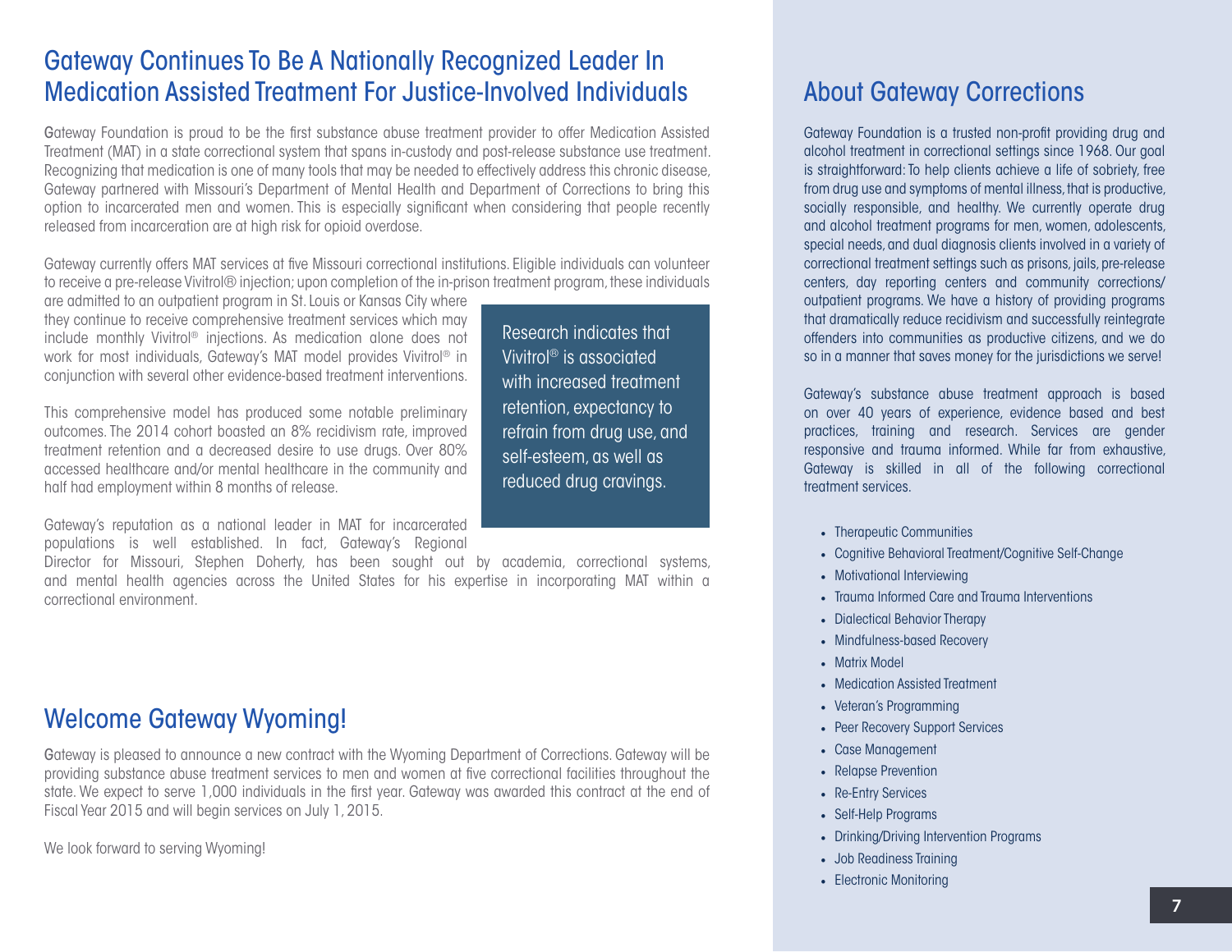## Gateway Continues To Be A Nationally Recognized Leader In Medication Assisted Treatment For Justice-Involved Individuals

Gateway Foundation is proud to be the first substance abuse treatment provider to offer Medication Assisted Treatment (MAT) in a state correctional system that spans in-custody and post-release substance use treatment. Recognizing that medication is one of many tools that may be needed to effectively address this chronic disease, Gateway partnered with Missouri's Department of Mental Health and Department of Corrections to bring this option to incarcerated men and women. This is especially significant when considering that people recently released from incarceration are at high risk for opioid overdose.

Gateway currently offers MAT services at five Missouri correctional institutions. Eligible individuals can volunteer to receive a pre-release Vivitrol® injection; upon completion of the in-prison treatment program, these individuals are admitted to an outpatient program in St. Louis or Kansas City where they continue to receive comprehensive treatment services which may include monthly Vivitrol® injections. As medication alone does not work for most individuals, Gateway's MAT model provides Vivitrol® in conjunction with several other evidence-based treatment interventions.

This comprehensive model has produced some notable preliminary outcomes. The 2014 cohort boasted an 8% recidivism rate, improved treatment retention and a decreased desire to use drugs. Over 80% accessed healthcare and/or mental healthcare in the community and half had employment within 8 months of release.

> Research indicates that Vivitrol® is associated with increased treatment retention, expectancy to refrain from drug use, and self-esteem, as well as reduced drug cravings.

Gateway's reputation as a national leader in MAT for incarcerated populations is well established. In fact, Gateway's Regional Director for Missouri, Stephen Doherty, has been sought out by academia, correctional systems, and mental health agencies across the United States for his expertise in incorporating MAT within a correctional environment.

## Welcome Gateway Wyoming!

Gateway is pleased to announce a new contract with the Wyoming Department of Corrections. Gateway will be providing substance abuse treatment services to men and women at five correctional facilities throughout the state. We expect to serve 1,000 individuals in the first year. Gateway was awarded this contract at the end of Fiscal Year 2015 and will begin services on July 1, 2015.

We look forward to serving Wyoming!

## About Gateway Corrections

Gateway Foundation is a trusted non-profit providing drug and alcohol treatment in correctional settings since 1968. Our goal is straightforward: To help clients achieve a life of sobriety, free from drug use and symptoms of mental illness, that is productive, socially responsible, and healthy. We currently operate drug and alcohol treatment programs for men, women, adolescents, special needs, and dual diagnosis clients involved in a variety of correctional treatment settings such as prisons, jails, pre-release centers, day reporting centers and community corrections/ outpatient programs. We have a history of providing programs that dramatically reduce recidivism and successfully reintegrate offenders into communities as productive citizens, and we do so in a manner that saves money for the jurisdictions we serve!

Gateway's substance abuse treatment approach is based on over 40 years of experience, evidence based and best practices, training and research. Services are gender responsive and trauma informed. While far from exhaustive, Gateway is skilled in all of the following correctional treatment services.

- Therapeutic Communities
- Cognitive Behavioral Treatment/Cognitive Self-Change
- Motivational Interviewing
- Trauma Informed Care and Trauma Interventions
- Dialectical Behavior Therapy
- Mindfulness-based Recovery
- Matrix Model
- Medication Assisted Treatment
- Veteran's Programming
- Peer Recovery Support Services
- Case Management
- Relapse Prevention
- Re-Entry Services
- Self-Help Programs
- Drinking/Driving Intervention Programs
- Job Readiness Training
- Electronic Monitoring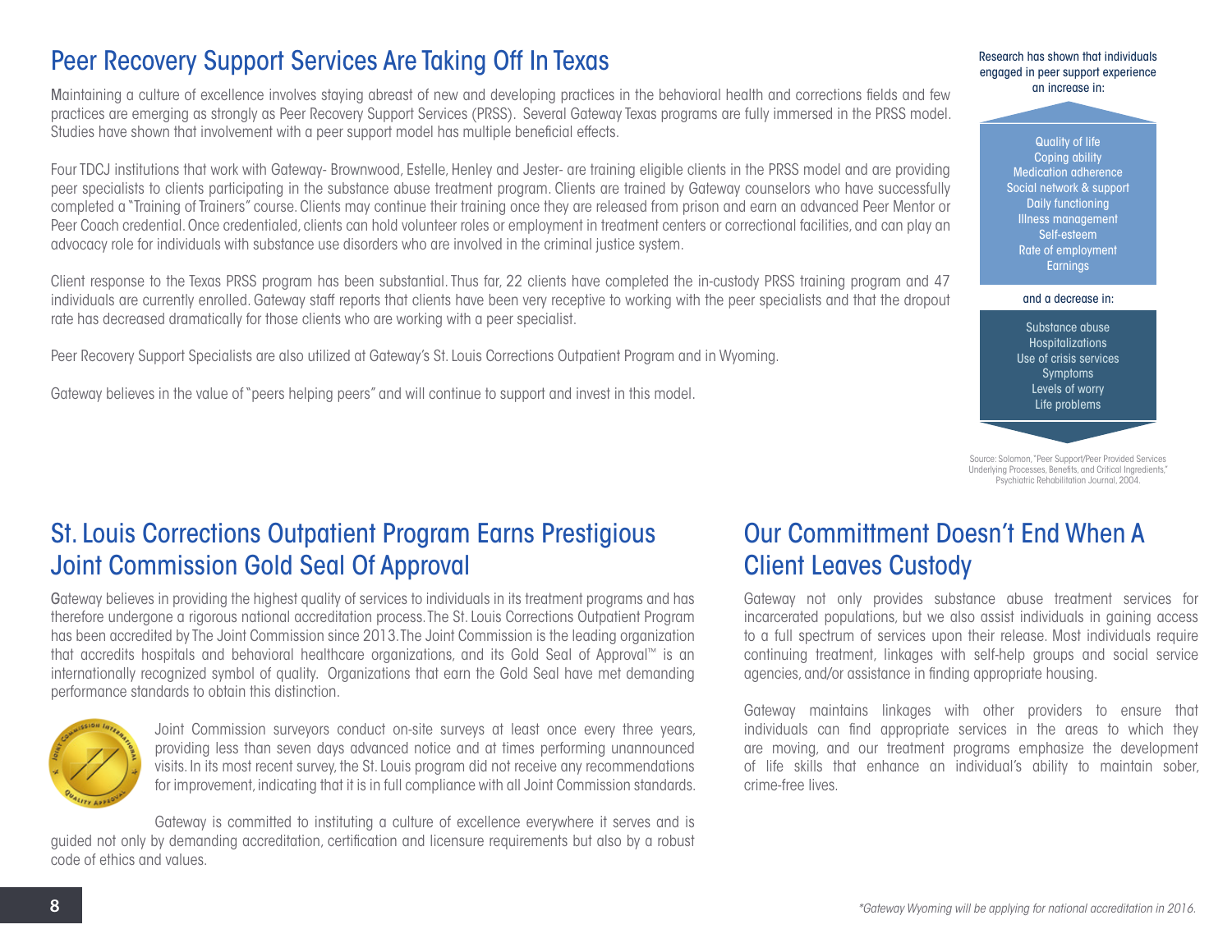## Peer Recovery Support Services Are Taking Off In Texas

Maintaining a culture of excellence involves staying abreast of new and developing practices in the behavioral health and corrections fields and few practices are emerging as strongly as Peer Recovery Support Services (PRSS). Several Gateway Texas programs are fully immersed in the PRSS model. Studies have shown that involvement with a peer support model has multiple beneficial effects.

Four TDCJ institutions that work with Gateway- Brownwood, Estelle, Henley and Jester- are training eligible clients in the PRSS model and are providing peer specialists to clients participating in the substance abuse treatment program. Clients are trained by Gateway counselors who have successfully completed a "Training of Trainers" course. Clients may continue their training once they are released from prison and earn an advanced Peer Mentor or Peer Coach credential. Once credentialed, clients can hold volunteer roles or employment in treatment centers or correctional facilities, and can play an advocacy role for individuals with substance use disorders who are involved in the criminal justice system.

Client response to the Texas PRSS program has been substantial. Thus far, 22 clients have completed the in-custody PRSS training program and 47 individuals are currently enrolled. Gateway staff reports that clients have been very receptive to working with the peer specialists and that the dropout rate has decreased dramatically for those clients who are working with a peer specialist.

Peer Recovery Support Specialists are also utilized at Gateway's St. Louis Corrections Outpatient Program and in Wyoming.

Gateway believes in the value of "peers helping peers" and will continue to support and invest in this model.

Research has shown that individuals engaged in peer support experience an increase in:

- Quality of life
- Coping ability
- Medication adherence
- Social network & support
- Daily functioning
- Illness management
- Self-esteem
- Rate of employment
- Earnings

and a decrease in:

- Substance abuse
- Hospitalizations
- Use of crisis services
- Symptoms
- Levels of worry
- Life problems

Source: Solomon, "Peer Support/Peer Provided Services Underlying Processes, Benefits, and Critical Ingredients," Psychiatric Rehabilitation Journal, 2004.

## St. Louis Corrections Outpatient Program Earns Prestigious Joint Commission Gold Seal Of Approval

Gateway believes in providing the highest quality of services to individuals in its treatment programs and has therefore undergone a rigorous national accreditation process. The St. Louis Corrections Outpatient Program has been accredited by The Joint Commission since 2013. The Joint Commission is the leading organization that accredits hospitals and behavioral healthcare organizations, and its Gold Seal of Approval™ is an internationally recognized symbol of quality. Organizations that earn the Gold Seal have met demanding performance standards to obtain this distinction.

Joint Commission surveyors conduct on-site surveys at least once every three years, providing less than seven days advanced notice and at times performing unannounced visits. In its most recent survey, the St. Louis program did not receive any recommendations for improvement, indicating that it is in full compliance with all Joint Commission standards.

Gateway is committed to instituting a culture of excellence everywhere it serves and is guided not only by demanding accreditation, certification and licensure requirements but also by a robust code of ethics and values.

## Our Committment Doesn't End When A Client Leaves Custody

Gateway not only provides substance abuse treatment services for incarcerated populations, but we also assist individuals in gaining access to a full spectrum of services upon their release. Most individuals require continuing treatment, linkages with self-help groups and social service agencies, and/or assistance in finding appropriate housing.

Gateway maintains linkages with other providers to ensure that individuals can find appropriate services in the areas to which they are moving, and our treatment programs emphasize the development of life skills that enhance an individual's ability to maintain sober, crime-free lives.

*\*Gateway Wyoming will be applying for national accreditation in 2016.*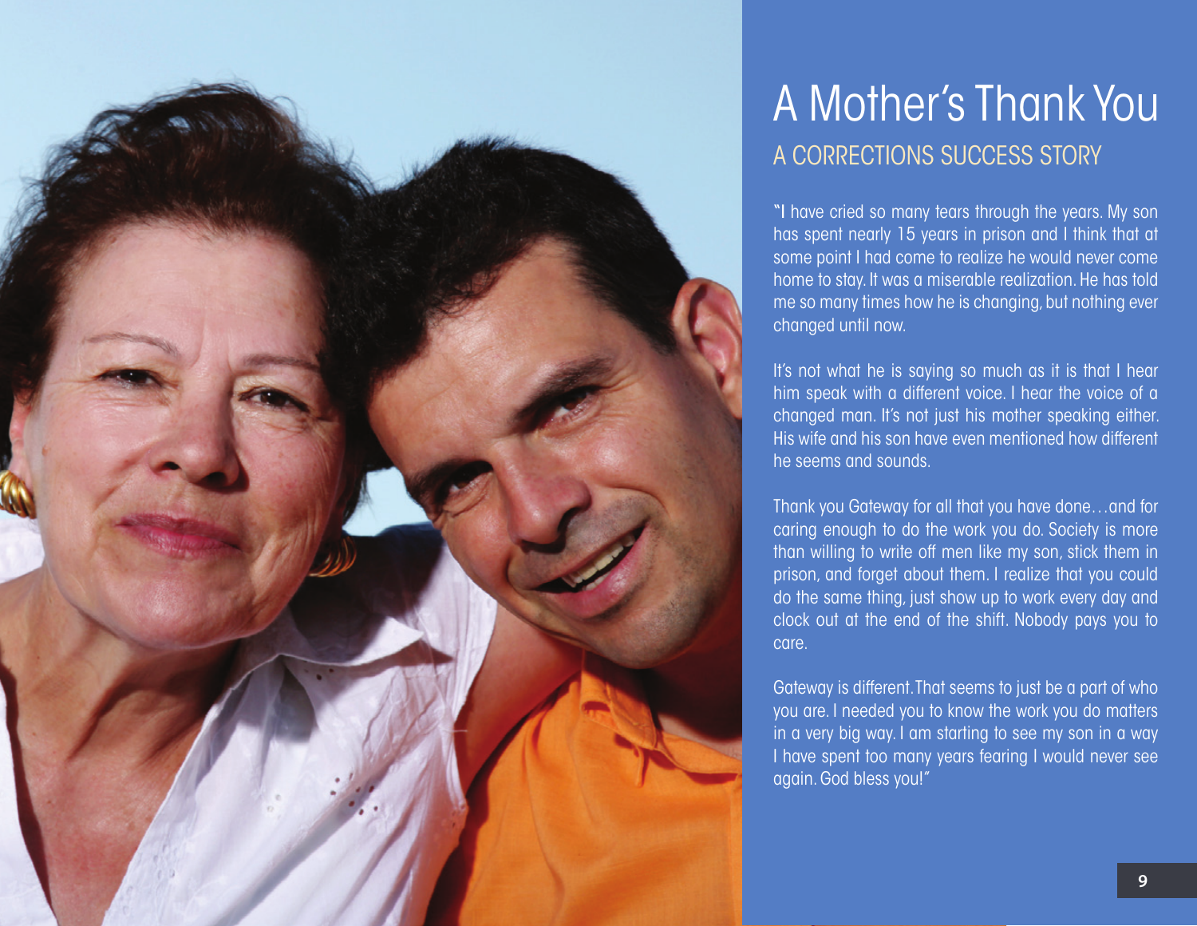# A Mother's Thank You

## A CORRECTIONS SUCCESS STORY

"I have cried so many tears through the years. My son has spent nearly 15 years in prison and I think that at some point I had come to realize he would never come home to stay. It was a miserable realization. He has told me so many times how he is changing, but nothing ever changed until now.

It's not what he is saying so much as it is that I hear him speak with a different voice. I hear the voice of a changed man. It's not just his mother speaking either. His wife and his son have even mentioned how different he seems and sounds.

Thank you Gateway for all that you have done…and for caring enough to do the work you do. Society is more than willing to write off men like my son, stick them in prison, and forget about them. I realize that you could do the same thing, just show up to work every day and clock out at the end of the shift. Nobody pays you to care.

Gateway is different. That seems to just be a part of who you are. I needed you to know the work you do matters in a very big way. I am starting to see my son in a way I have spent too many years fearing I would never see again. God bless you!"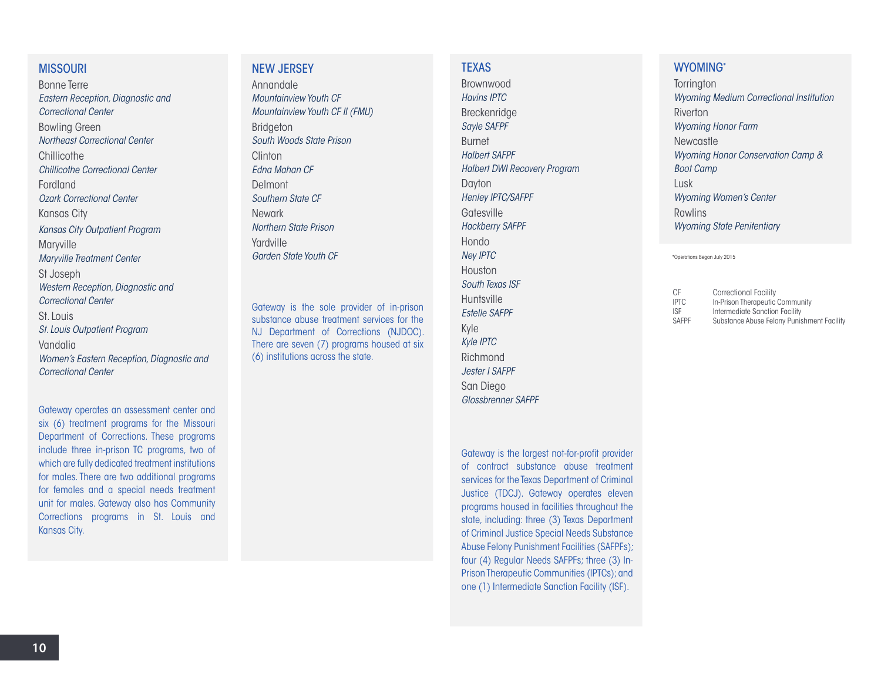## MISSOURI

Bonne Terre
*Eastern Reception, Diagnostic and Correctional Center*

Bowling Green
*Northeast Correctional Center*

Chillicothe
*Chillicothe Correctional Center*

Fordland
*Ozark Correctional Center*

Kansas City
*Kansas City Outpatient Program*

Maryville
*Maryville Treatment Center*

St Joseph
*Western Reception, Diagnostic and Correctional Center*

St. Louis
*St. Louis Outpatient Program*

Vandalia
*Women's Eastern Reception, Diagnostic and Correctional Center*

Gateway operates an assessment center and six (6) treatment programs for the Missouri Department of Corrections. These programs include three in-prison TC programs, two of which are fully dedicated treatment institutions for males. There are two additional programs for females and a special needs treatment unit for males. Gateway also has Community Corrections programs in St. Louis and Kansas City.

## NEW JERSEY

Annandale
*Mountainview Youth CF*
*Mountainview Youth CF II (FMU)*

Bridgeton
*South Woods State Prison*

Clinton
*Edna Mahan CF*

Delmont
*Southern State CF*

Newark
*Northern State Prison*

Yardville
*Garden State Youth CF*

Gateway is the sole provider of in-prison substance abuse treatment services for the NJ Department of Corrections (NJDOC). There are seven (7) programs housed at six (6) institutions across the state.

## TEXAS

Brownwood
*Havins IPTC*

Breckenridge
*Sayle SAFPF*

Burnet
*Halbert SAFPF*
*Halbert DWI Recovery Program*

Dayton
*Henley IPTC/SAFPF*

Gatesville
*Hackberry SAFPF*

Hondo
*Ney IPTC*

Houston
*South Texas ISF*

Huntsville
*Estelle SAFPF*

Kyle
*Kyle IPTC*

Richmond
*Jester I SAFPF*

San Diego
*Glossbrenner SAFPF*

Gateway is the largest not-for-profit provider of contract substance abuse treatment services for the Texas Department of Criminal Justice (TDCJ). Gateway operates eleven programs housed in facilities throughout the state, including: three (3) Texas Department of Criminal Justice Special Needs Substance Abuse Felony Punishment Facilities (SAFPFs); four (4) Regular Needs SAFPFs; three (3) In-Prison Therapeutic Communities (IPTCs); and one (1) Intermediate Sanction Facility (ISF).

## WYOMING*

Torrington
*Wyoming Medium Correctional Institution*

Riverton
*Wyoming Honor Farm*

Newcastle
*Wyoming Honor Conservation Camp & Boot Camp*

Lusk
*Wyoming Women's Center*

Rawlins
*Wyoming State Penitentiary*

*Operations Began July 2015

| | |
|---|---|
| CF | Correctional Facility |
| IPTC | In-Prison Therapeutic Community |
| ISF | Intermediate Sanction Facility |
| SAFPF | Substance Abuse Felony Punishment Facility |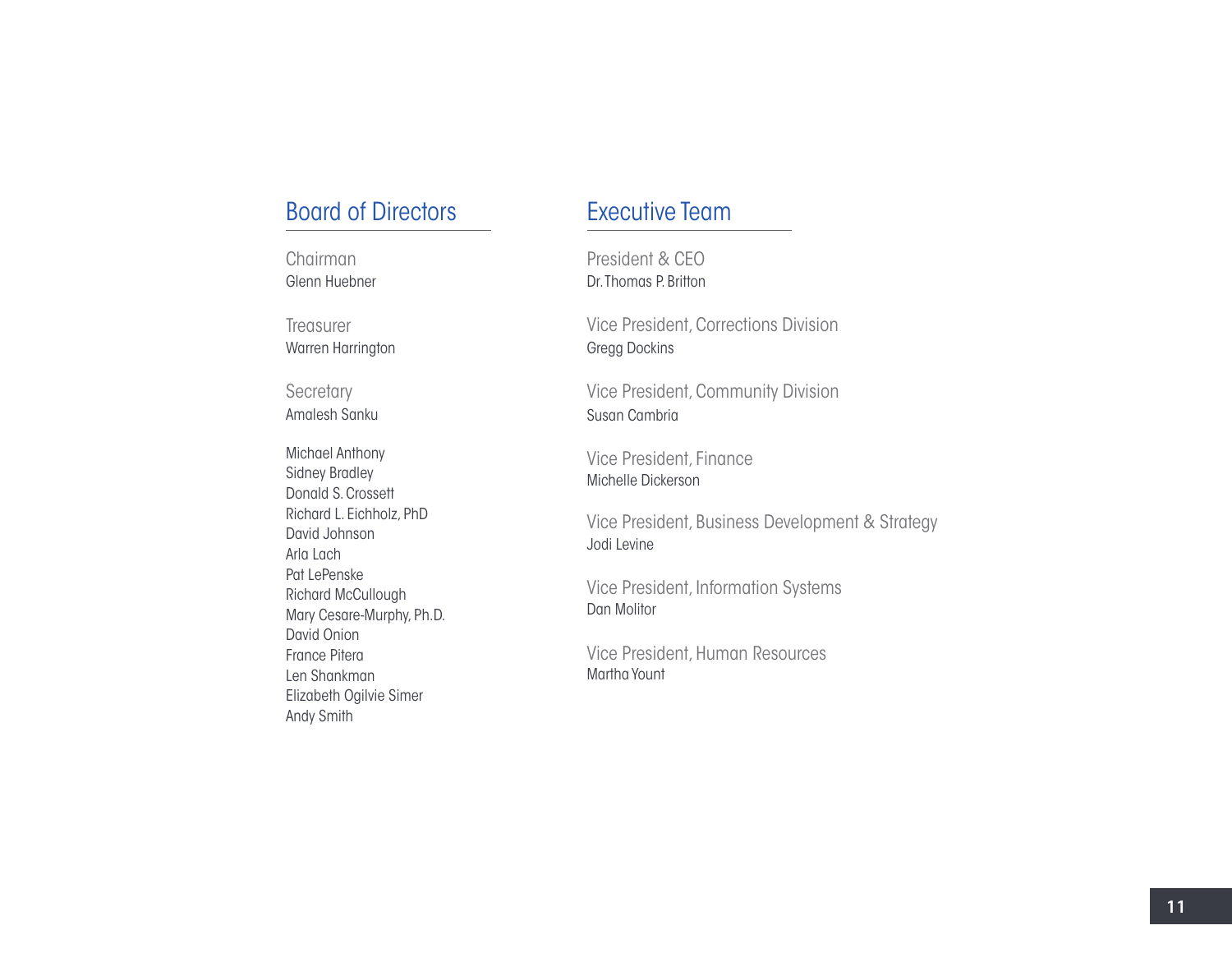## Board of Directors

Chairman
Glenn Huebner

Treasurer
Warren Harrington

Secretary
Amalesh Sanku

Michael Anthony
Sidney Bradley
Donald S. Crossett
Richard L. Eichholz, PhD
David Johnson
Arla Lach
Pat LePenske
Richard McCullough
Mary Cesare-Murphy, Ph.D.
David Onion
France Pitera
Len Shankman
Elizabeth Ogilvie Simer
Andy Smith

## Executive Team

President & CEO
Dr. Thomas P. Britton

Vice President, Corrections Division
Gregg Dockins

Vice President, Community Division
Susan Cambria

Vice President, Finance
Michelle Dickerson

Vice President, Business Development & Strategy
Jodi Levine

Vice President, Information Systems
Dan Molitor

Vice President, Human Resources
Martha Yount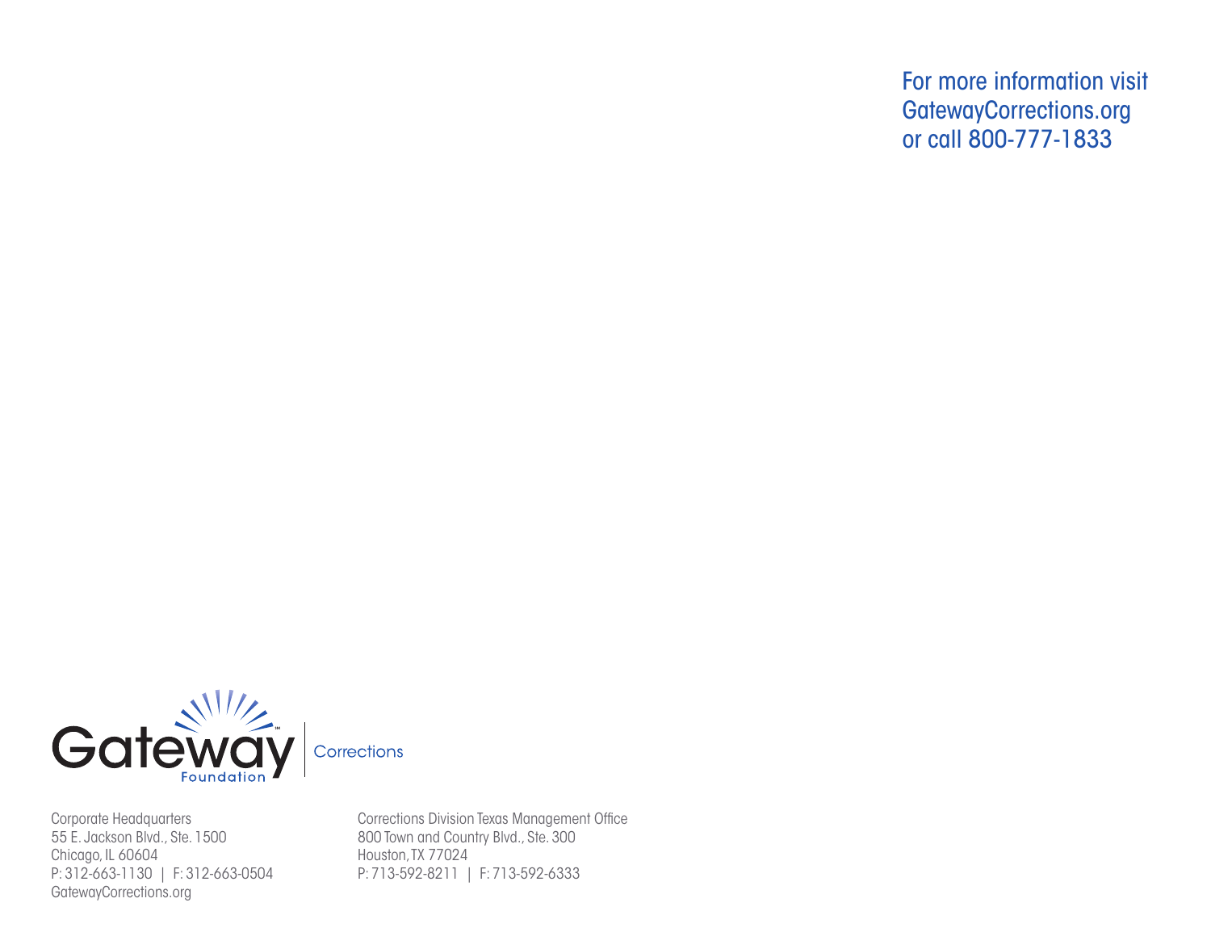For more information visit
GatewayCorrections.org
or call 800-777-1833

Gateway Foundation | Corrections

Corporate Headquarters
55 E. Jackson Blvd., Ste. 1500
Chicago, IL 60604
P: 312-663-1130 | F: 312-663-0504
GatewayCorrections.org

Corrections Division Texas Management Office
800 Town and Country Blvd., Ste. 300
Houston, TX 77024
P: 713-592-8211 | F: 713-592-6333